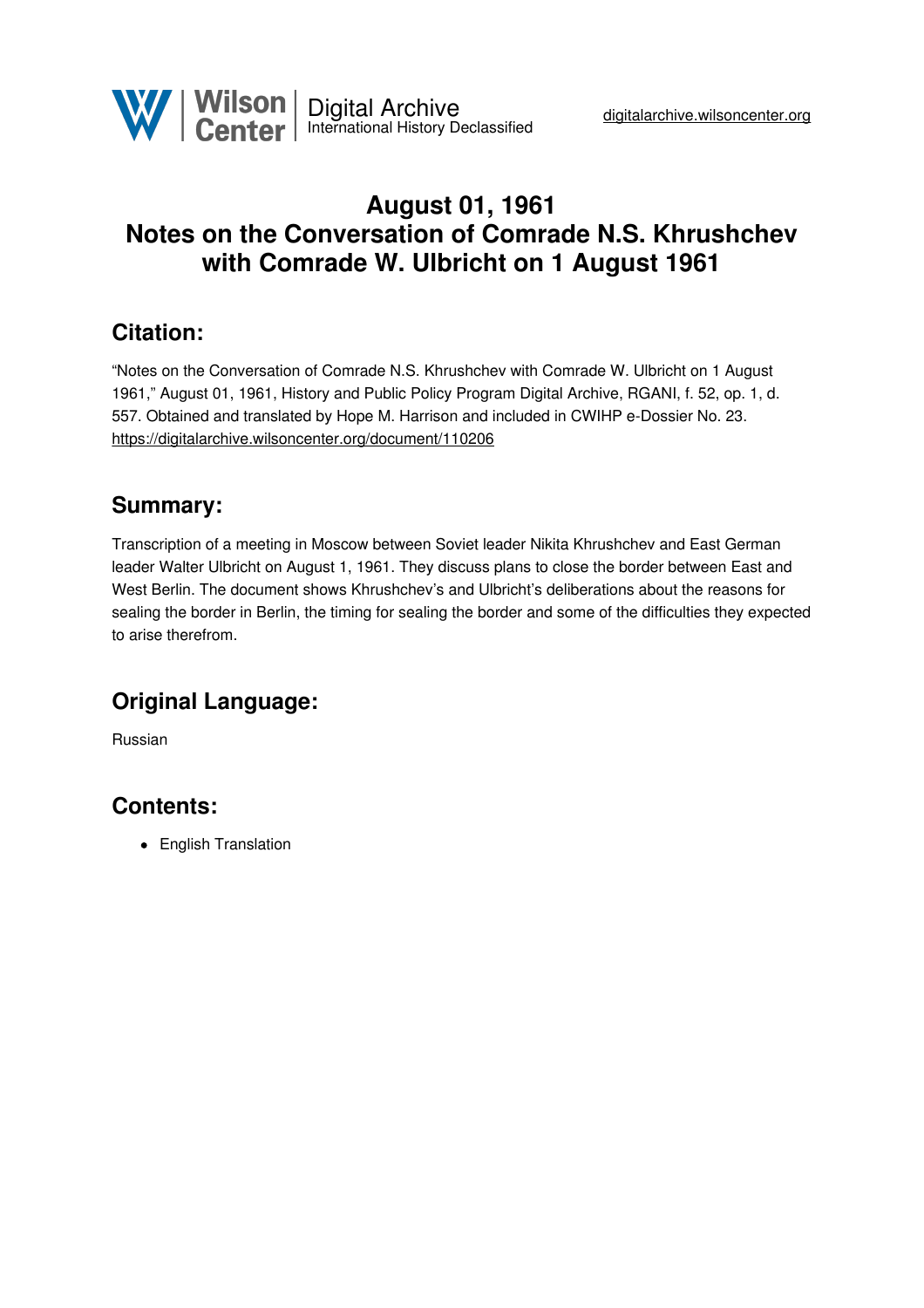# August 01, 1961
# Notes on the Conversation of Comrade N.S. Khrushchev with Comrade W. Ulbricht on 1 August 1961

## Citation:

"Notes on the Conversation of Comrade N.S. Khrushchev with Comrade W. Ulbricht on 1 August 1961," August 01, 1961, History and Public Policy Program Digital Archive, RGANI, f. 52, op. 1, d. 557. Obtained and translated by Hope M. Harrison and included in CWIHP e-Dossier No. 23.
https://digitalarchive.wilsoncenter.org/document/110206

## Summary:

Transcription of a meeting in Moscow between Soviet leader Nikita Khrushchev and East German leader Walter Ulbricht on August 1, 1961. They discuss plans to close the border between East and West Berlin. The document shows Khrushchev's and Ulbricht's deliberations about the reasons for sealing the border in Berlin, the timing for sealing the border and some of the difficulties they expected to arise therefrom.

## Original Language:

Russian

## Contents:

- English Translation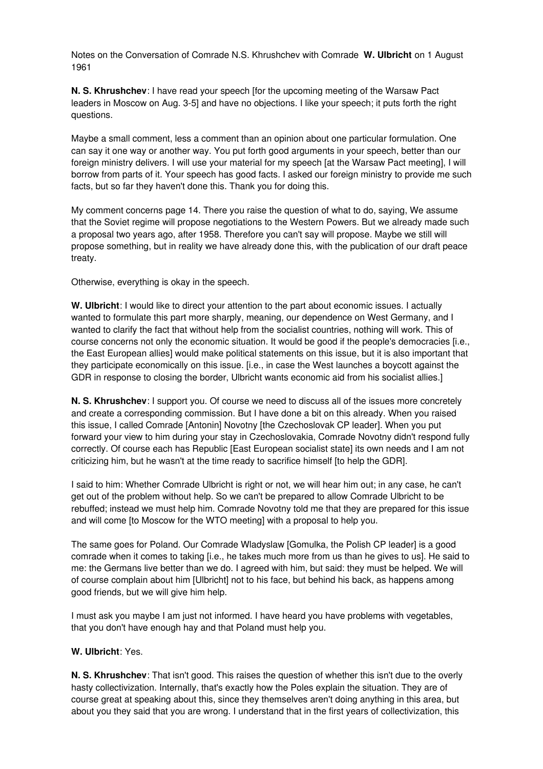Notes on the Conversation of Comrade N.S. Khrushchev with Comrade **W. Ulbricht** on 1 August 1961

**N. S. Khrushchev**: I have read your speech [for the upcoming meeting of the Warsaw Pact leaders in Moscow on Aug. 3-5] and have no objections. I like your speech; it puts forth the right questions.

Maybe a small comment, less a comment than an opinion about one particular formulation. One can say it one way or another way. You put forth good arguments in your speech, better than our foreign ministry delivers. I will use your material for my speech [at the Warsaw Pact meeting], I will borrow from parts of it. Your speech has good facts. I asked our foreign ministry to provide me such facts, but so far they haven't done this. Thank you for doing this.

My comment concerns page 14. There you raise the question of what to do, saying, We assume that the Soviet regime will propose negotiations to the Western Powers. But we already made such a proposal two years ago, after 1958. Therefore you can't say will propose. Maybe we still will propose something, but in reality we have already done this, with the publication of our draft peace treaty.

Otherwise, everything is okay in the speech.

**W. Ulbricht**: I would like to direct your attention to the part about economic issues. I actually wanted to formulate this part more sharply, meaning, our dependence on West Germany, and I wanted to clarify the fact that without help from the socialist countries, nothing will work. This of course concerns not only the economic situation. It would be good if the people's democracies [i.e., the East European allies] would make political statements on this issue, but it is also important that they participate economically on this issue. [i.e., in case the West launches a boycott against the GDR in response to closing the border, Ulbricht wants economic aid from his socialist allies.]

**N. S. Khrushchev**: I support you. Of course we need to discuss all of the issues more concretely and create a corresponding commission. But I have done a bit on this already. When you raised this issue, I called Comrade [Antonin] Novotny [the Czechoslovak CP leader]. When you put forward your view to him during your stay in Czechoslovakia, Comrade Novotny didn't respond fully correctly. Of course each has Republic [East European socialist state] its own needs and I am not criticizing him, but he wasn't at the time ready to sacrifice himself [to help the GDR].

I said to him: Whether Comrade Ulbricht is right or not, we will hear him out; in any case, he can't get out of the problem without help. So we can't be prepared to allow Comrade Ulbricht to be rebuffed; instead we must help him. Comrade Novotny told me that they are prepared for this issue and will come [to Moscow for the WTO meeting] with a proposal to help you.

The same goes for Poland. Our Comrade Wladyslaw [Gomulka, the Polish CP leader] is a good comrade when it comes to taking [i.e., he takes much more from us than he gives to us]. He said to me: the Germans live better than we do. I agreed with him, but said: they must be helped. We will of course complain about him [Ulbricht] not to his face, but behind his back, as happens among good friends, but we will give him help.

I must ask you maybe I am just not informed. I have heard you have problems with vegetables, that you don't have enough hay and that Poland must help you.

**W. Ulbricht**: Yes.

**N. S. Khrushchev**: That isn't good. This raises the question of whether this isn't due to the overly hasty collectivization. Internally, that's exactly how the Poles explain the situation. They are of course great at speaking about this, since they themselves aren't doing anything in this area, but about you they said that you are wrong. I understand that in the first years of collectivization, this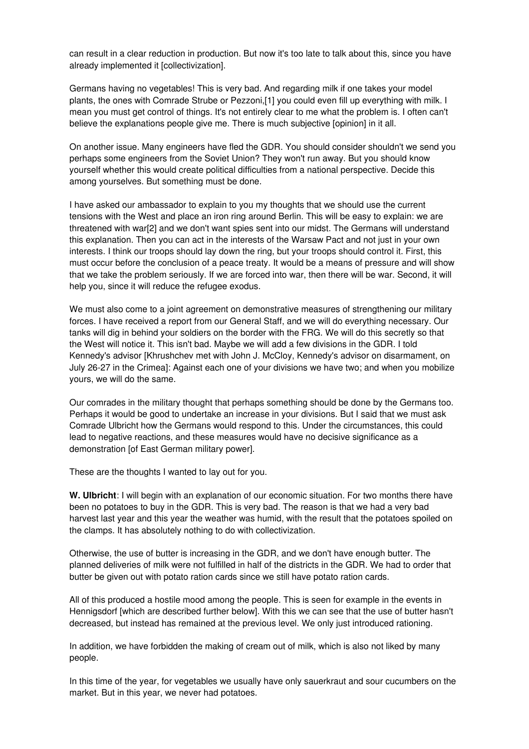can result in a clear reduction in production. But now it's too late to talk about this, since you have already implemented it [collectivization].

Germans having no vegetables! This is very bad. And regarding milk if one takes your model plants, the ones with Comrade Strube or Pezzoni,[1] you could even fill up everything with milk. I mean you must get control of things. It's not entirely clear to me what the problem is. I often can't believe the explanations people give me. There is much subjective [opinion] in it all.

On another issue. Many engineers have fled the GDR. You should consider shouldn't we send you perhaps some engineers from the Soviet Union? They won't run away. But you should know yourself whether this would create political difficulties from a national perspective. Decide this among yourselves. But something must be done.

I have asked our ambassador to explain to you my thoughts that we should use the current tensions with the West and place an iron ring around Berlin. This will be easy to explain: we are threatened with war[2] and we don't want spies sent into our midst. The Germans will understand this explanation. Then you can act in the interests of the Warsaw Pact and not just in your own interests. I think our troops should lay down the ring, but your troops should control it. First, this must occur before the conclusion of a peace treaty. It would be a means of pressure and will show that we take the problem seriously. If we are forced into war, then there will be war. Second, it will help you, since it will reduce the refugee exodus.

We must also come to a joint agreement on demonstrative measures of strengthening our military forces. I have received a report from our General Staff, and we will do everything necessary. Our tanks will dig in behind your soldiers on the border with the FRG. We will do this secretly so that the West will notice it. This isn't bad. Maybe we will add a few divisions in the GDR. I told Kennedy's advisor [Khrushchev met with John J. McCloy, Kennedy's advisor on disarmament, on July 26-27 in the Crimea]: Against each one of your divisions we have two; and when you mobilize yours, we will do the same.

Our comrades in the military thought that perhaps something should be done by the Germans too. Perhaps it would be good to undertake an increase in your divisions. But I said that we must ask Comrade Ulbricht how the Germans would respond to this. Under the circumstances, this could lead to negative reactions, and these measures would have no decisive significance as a demonstration [of East German military power].

These are the thoughts I wanted to lay out for you.

**W. Ulbricht**: I will begin with an explanation of our economic situation. For two months there have been no potatoes to buy in the GDR. This is very bad. The reason is that we had a very bad harvest last year and this year the weather was humid, with the result that the potatoes spoiled on the clamps. It has absolutely nothing to do with collectivization.

Otherwise, the use of butter is increasing in the GDR, and we don't have enough butter. The planned deliveries of milk were not fulfilled in half of the districts in the GDR. We had to order that butter be given out with potato ration cards since we still have potato ration cards.

All of this produced a hostile mood among the people. This is seen for example in the events in Hennigsdorf [which are described further below]. With this we can see that the use of butter hasn't decreased, but instead has remained at the previous level. We only just introduced rationing.

In addition, we have forbidden the making of cream out of milk, which is also not liked by many people.

In this time of the year, for vegetables we usually have only sauerkraut and sour cucumbers on the market. But in this year, we never had potatoes.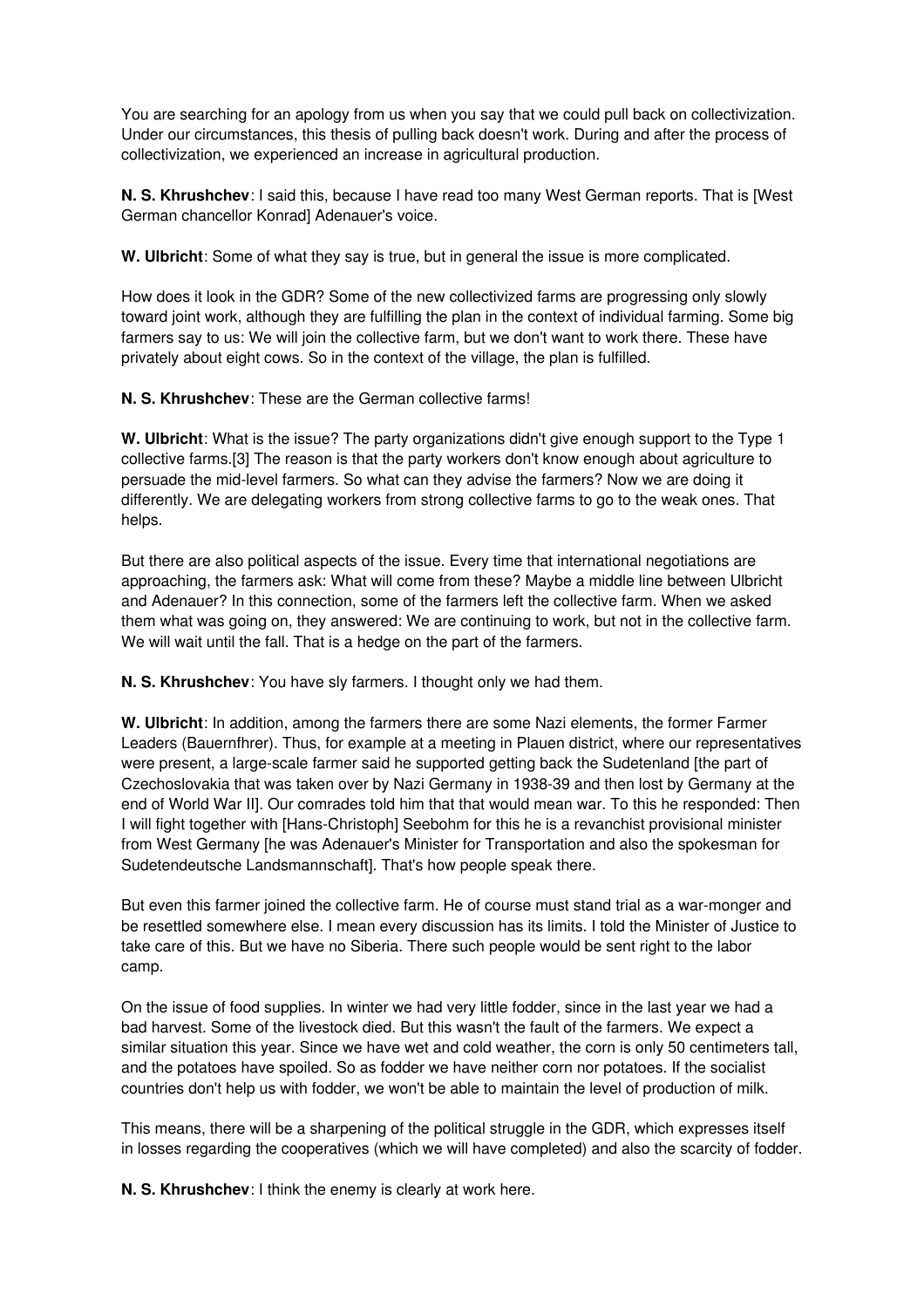You are searching for an apology from us when you say that we could pull back on collectivization. Under our circumstances, this thesis of pulling back doesn't work. During and after the process of collectivization, we experienced an increase in agricultural production.

**N. S. Khrushchev**: I said this, because I have read too many West German reports. That is [West German chancellor Konrad] Adenauer's voice.

**W. Ulbricht**: Some of what they say is true, but in general the issue is more complicated.

How does it look in the GDR? Some of the new collectivized farms are progressing only slowly toward joint work, although they are fulfilling the plan in the context of individual farming. Some big farmers say to us: We will join the collective farm, but we don't want to work there. These have privately about eight cows. So in the context of the village, the plan is fulfilled.

**N. S. Khrushchev**: These are the German collective farms!

**W. Ulbricht**: What is the issue? The party organizations didn't give enough support to the Type 1 collective farms.[3] The reason is that the party workers don't know enough about agriculture to persuade the mid-level farmers. So what can they advise the farmers? Now we are doing it differently. We are delegating workers from strong collective farms to go to the weak ones. That helps.

But there are also political aspects of the issue. Every time that international negotiations are approaching, the farmers ask: What will come from these? Maybe a middle line between Ulbricht and Adenauer? In this connection, some of the farmers left the collective farm. When we asked them what was going on, they answered: We are continuing to work, but not in the collective farm. We will wait until the fall. That is a hedge on the part of the farmers.

**N. S. Khrushchev**: You have sly farmers. I thought only we had them.

**W. Ulbricht**: In addition, among the farmers there are some Nazi elements, the former Farmer Leaders (Bauernfhrer). Thus, for example at a meeting in Plauen district, where our representatives were present, a large-scale farmer said he supported getting back the Sudetenland [the part of Czechoslovakia that was taken over by Nazi Germany in 1938-39 and then lost by Germany at the end of World War II]. Our comrades told him that that would mean war. To this he responded: Then I will fight together with [Hans-Christoph] Seebohm for this he is a revanchist provisional minister from West Germany [he was Adenauer's Minister for Transportation and also the spokesman for Sudetendeutsche Landsmannschaft]. That's how people speak there.

But even this farmer joined the collective farm. He of course must stand trial as a war-monger and be resettled somewhere else. I mean every discussion has its limits. I told the Minister of Justice to take care of this. But we have no Siberia. There such people would be sent right to the labor camp.

On the issue of food supplies. In winter we had very little fodder, since in the last year we had a bad harvest. Some of the livestock died. But this wasn't the fault of the farmers. We expect a similar situation this year. Since we have wet and cold weather, the corn is only 50 centimeters tall, and the potatoes have spoiled. So as fodder we have neither corn nor potatoes. If the socialist countries don't help us with fodder, we won't be able to maintain the level of production of milk.

This means, there will be a sharpening of the political struggle in the GDR, which expresses itself in losses regarding the cooperatives (which we will have completed) and also the scarcity of fodder.

**N. S. Khrushchev**: I think the enemy is clearly at work here.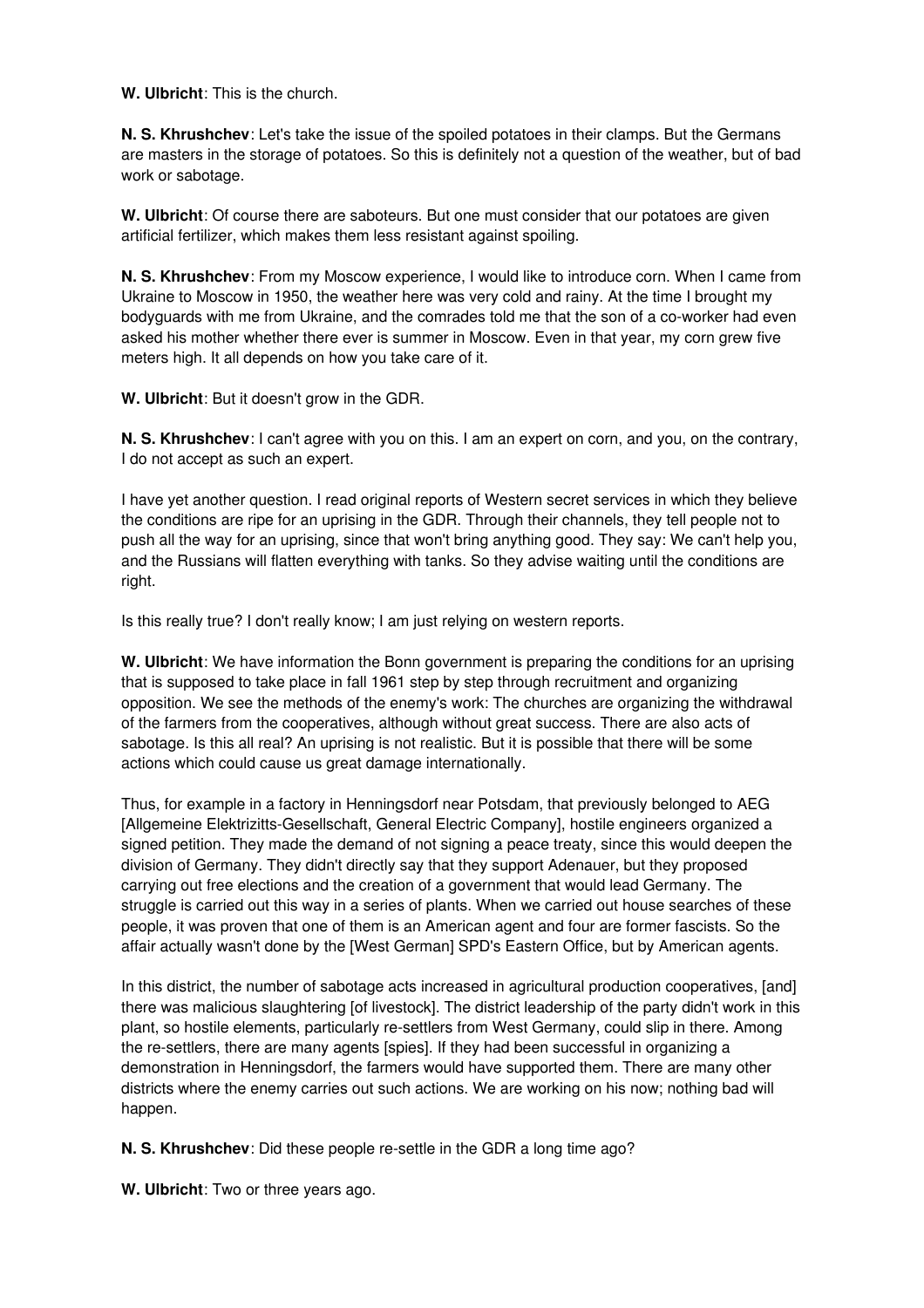**W. Ulbricht**: This is the church.

**N. S. Khrushchev**: Let's take the issue of the spoiled potatoes in their clamps. But the Germans are masters in the storage of potatoes. So this is definitely not a question of the weather, but of bad work or sabotage.

**W. Ulbricht**: Of course there are saboteurs. But one must consider that our potatoes are given artificial fertilizer, which makes them less resistant against spoiling.

**N. S. Khrushchev**: From my Moscow experience, I would like to introduce corn. When I came from Ukraine to Moscow in 1950, the weather here was very cold and rainy. At the time I brought my bodyguards with me from Ukraine, and the comrades told me that the son of a co-worker had even asked his mother whether there ever is summer in Moscow. Even in that year, my corn grew five meters high. It all depends on how you take care of it.

**W. Ulbricht**: But it doesn't grow in the GDR.

**N. S. Khrushchev**: I can't agree with you on this. I am an expert on corn, and you, on the contrary, I do not accept as such an expert.

I have yet another question. I read original reports of Western secret services in which they believe the conditions are ripe for an uprising in the GDR. Through their channels, they tell people not to push all the way for an uprising, since that won't bring anything good. They say: We can't help you, and the Russians will flatten everything with tanks. So they advise waiting until the conditions are right.

Is this really true? I don't really know; I am just relying on western reports.

**W. Ulbricht**: We have information the Bonn government is preparing the conditions for an uprising that is supposed to take place in fall 1961 step by step through recruitment and organizing opposition. We see the methods of the enemy's work: The churches are organizing the withdrawal of the farmers from the cooperatives, although without great success. There are also acts of sabotage. Is this all real? An uprising is not realistic. But it is possible that there will be some actions which could cause us great damage internationally.

Thus, for example in a factory in Henningsdorf near Potsdam, that previously belonged to AEG [Allgemeine Elektrizitts-Gesellschaft, General Electric Company], hostile engineers organized a signed petition. They made the demand of not signing a peace treaty, since this would deepen the division of Germany. They didn't directly say that they support Adenauer, but they proposed carrying out free elections and the creation of a government that would lead Germany. The struggle is carried out this way in a series of plants. When we carried out house searches of these people, it was proven that one of them is an American agent and four are former fascists. So the affair actually wasn't done by the [West German] SPD's Eastern Office, but by American agents.

In this district, the number of sabotage acts increased in agricultural production cooperatives, [and] there was malicious slaughtering [of livestock]. The district leadership of the party didn't work in this plant, so hostile elements, particularly re-settlers from West Germany, could slip in there. Among the re-settlers, there are many agents [spies]. If they had been successful in organizing a demonstration in Henningsdorf, the farmers would have supported them. There are many other districts where the enemy carries out such actions. We are working on his now; nothing bad will happen.

**N. S. Khrushchev**: Did these people re-settle in the GDR a long time ago?

**W. Ulbricht**: Two or three years ago.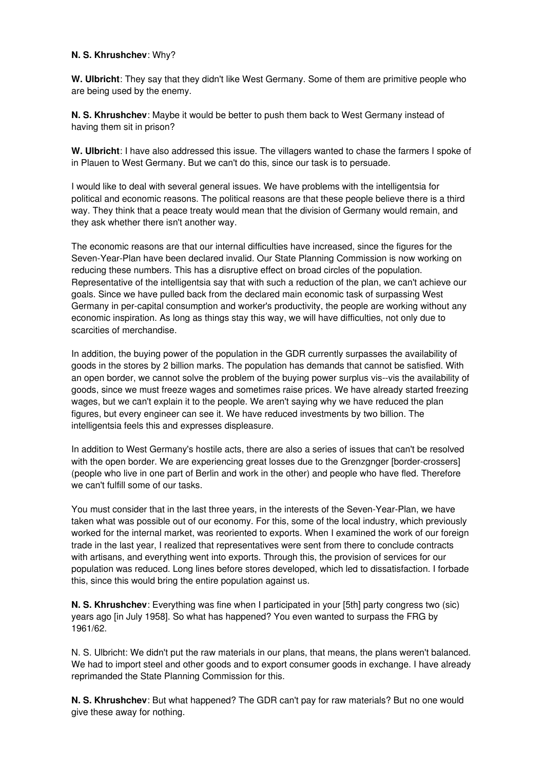**N. S. Khrushchev**: Why?

**W. Ulbricht**: They say that they didn't like West Germany. Some of them are primitive people who are being used by the enemy.

**N. S. Khrushchev**: Maybe it would be better to push them back to West Germany instead of having them sit in prison?

**W. Ulbricht**: I have also addressed this issue. The villagers wanted to chase the farmers I spoke of in Plauen to West Germany. But we can't do this, since our task is to persuade.

I would like to deal with several general issues. We have problems with the intelligentsia for political and economic reasons. The political reasons are that these people believe there is a third way. They think that a peace treaty would mean that the division of Germany would remain, and they ask whether there isn't another way.

The economic reasons are that our internal difficulties have increased, since the figures for the Seven-Year-Plan have been declared invalid. Our State Planning Commission is now working on reducing these numbers. This has a disruptive effect on broad circles of the population. Representative of the intelligentsia say that with such a reduction of the plan, we can't achieve our goals. Since we have pulled back from the declared main economic task of surpassing West Germany in per-capital consumption and worker's productivity, the people are working without any economic inspiration. As long as things stay this way, we will have difficulties, not only due to scarcities of merchandise.

In addition, the buying power of the population in the GDR currently surpasses the availability of goods in the stores by 2 billion marks. The population has demands that cannot be satisfied. With an open border, we cannot solve the problem of the buying power surplus vis--vis the availability of goods, since we must freeze wages and sometimes raise prices. We have already started freezing wages, but we can't explain it to the people. We aren't saying why we have reduced the plan figures, but every engineer can see it. We have reduced investments by two billion. The intelligentsia feels this and expresses displeasure.

In addition to West Germany's hostile acts, there are also a series of issues that can't be resolved with the open border. We are experiencing great losses due to the Grenzgnger [border-crossers] (people who live in one part of Berlin and work in the other) and people who have fled. Therefore we can't fulfill some of our tasks.

You must consider that in the last three years, in the interests of the Seven-Year-Plan, we have taken what was possible out of our economy. For this, some of the local industry, which previously worked for the internal market, was reoriented to exports. When I examined the work of our foreign trade in the last year, I realized that representatives were sent from there to conclude contracts with artisans, and everything went into exports. Through this, the provision of services for our population was reduced. Long lines before stores developed, which led to dissatisfaction. I forbade this, since this would bring the entire population against us.

**N. S. Khrushchev**: Everything was fine when I participated in your [5th] party congress two (sic) years ago [in July 1958]. So what has happened? You even wanted to surpass the FRG by 1961/62.

N. S. Ulbricht: We didn't put the raw materials in our plans, that means, the plans weren't balanced. We had to import steel and other goods and to export consumer goods in exchange. I have already reprimanded the State Planning Commission for this.

**N. S. Khrushchev**: But what happened? The GDR can't pay for raw materials? But no one would give these away for nothing.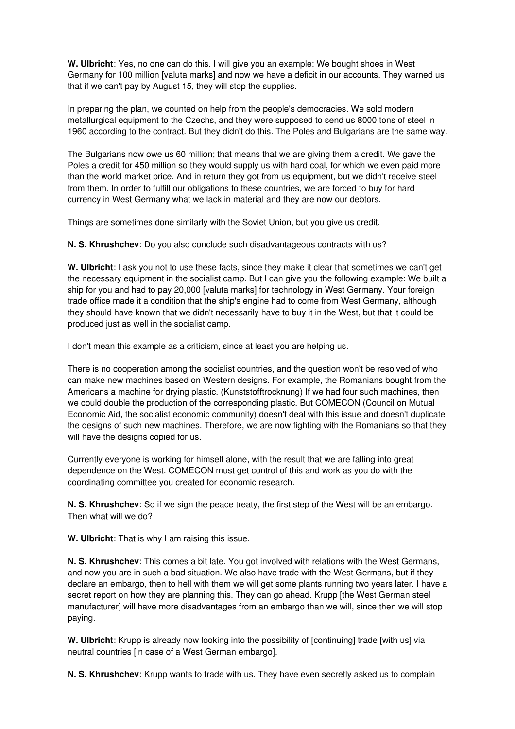**W. Ulbricht**: Yes, no one can do this. I will give you an example: We bought shoes in West Germany for 100 million [valuta marks] and now we have a deficit in our accounts. They warned us that if we can't pay by August 15, they will stop the supplies.

In preparing the plan, we counted on help from the people's democracies. We sold modern metallurgical equipment to the Czechs, and they were supposed to send us 8000 tons of steel in 1960 according to the contract. But they didn't do this. The Poles and Bulgarians are the same way.

The Bulgarians now owe us 60 million; that means that we are giving them a credit. We gave the Poles a credit for 450 million so they would supply us with hard coal, for which we even paid more than the world market price. And in return they got from us equipment, but we didn't receive steel from them. In order to fulfill our obligations to these countries, we are forced to buy for hard currency in West Germany what we lack in material and they are now our debtors.

Things are sometimes done similarly with the Soviet Union, but you give us credit.

**N. S. Khrushchev**: Do you also conclude such disadvantageous contracts with us?

**W. Ulbricht**: I ask you not to use these facts, since they make it clear that sometimes we can't get the necessary equipment in the socialist camp. But I can give you the following example: We built a ship for you and had to pay 20,000 [valuta marks] for technology in West Germany. Your foreign trade office made it a condition that the ship's engine had to come from West Germany, although they should have known that we didn't necessarily have to buy it in the West, but that it could be produced just as well in the socialist camp.

I don't mean this example as a criticism, since at least you are helping us.

There is no cooperation among the socialist countries, and the question won't be resolved of who can make new machines based on Western designs. For example, the Romanians bought from the Americans a machine for drying plastic. (Kunststofftrocknung) If we had four such machines, then we could double the production of the corresponding plastic. But COMECON (Council on Mutual Economic Aid, the socialist economic community) doesn't deal with this issue and doesn't duplicate the designs of such new machines. Therefore, we are now fighting with the Romanians so that they will have the designs copied for us.

Currently everyone is working for himself alone, with the result that we are falling into great dependence on the West. COMECON must get control of this and work as you do with the coordinating committee you created for economic research.

**N. S. Khrushchev**: So if we sign the peace treaty, the first step of the West will be an embargo. Then what will we do?

**W. Ulbricht**: That is why I am raising this issue.

**N. S. Khrushchev**: This comes a bit late. You got involved with relations with the West Germans, and now you are in such a bad situation. We also have trade with the West Germans, but if they declare an embargo, then to hell with them we will get some plants running two years later. I have a secret report on how they are planning this. They can go ahead. Krupp [the West German steel manufacturer] will have more disadvantages from an embargo than we will, since then we will stop paying.

**W. Ulbricht**: Krupp is already now looking into the possibility of [continuing] trade [with us] via neutral countries [in case of a West German embargo].

**N. S. Khrushchev**: Krupp wants to trade with us. They have even secretly asked us to complain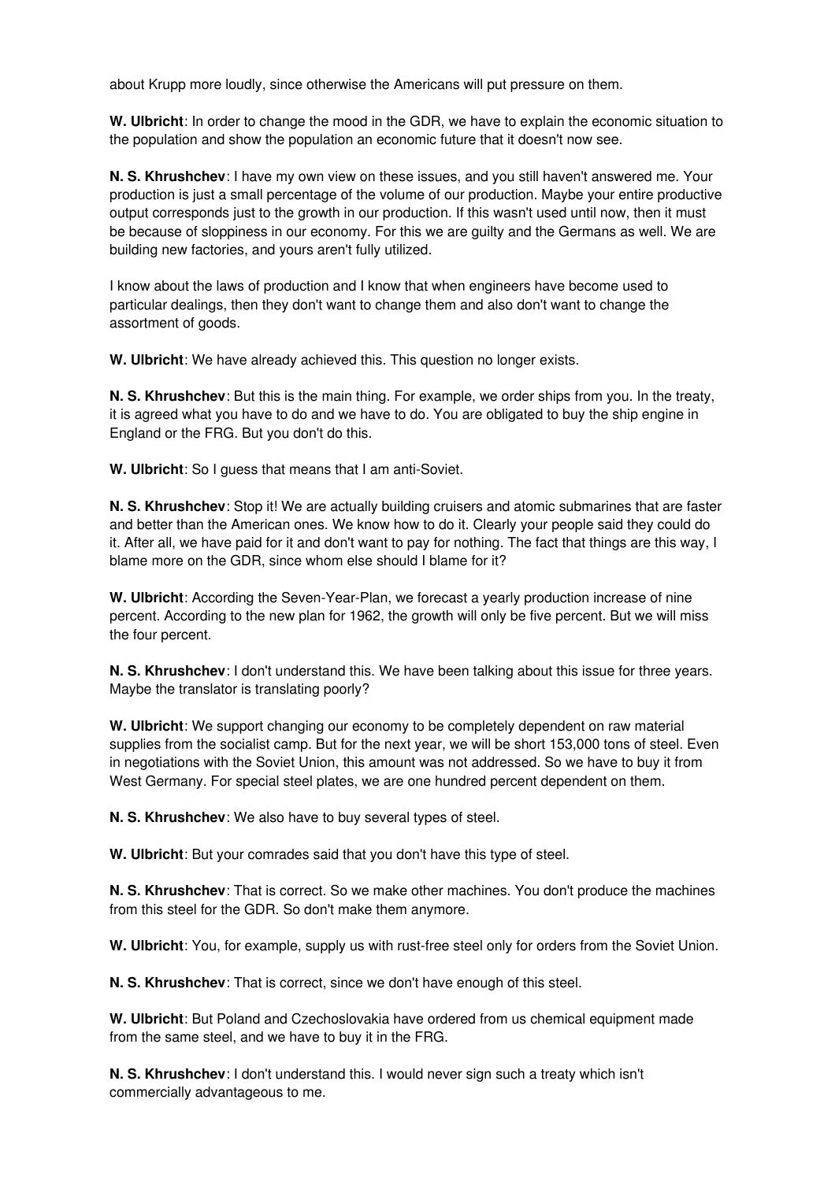about Krupp more loudly, since otherwise the Americans will put pressure on them.

**W. Ulbricht**: In order to change the mood in the GDR, we have to explain the economic situation to the population and show the population an economic future that it doesn't now see.

**N. S. Khrushchev**: I have my own view on these issues, and you still haven't answered me. Your production is just a small percentage of the volume of our production. Maybe your entire productive output corresponds just to the growth in our production. If this wasn't used until now, then it must be because of sloppiness in our economy. For this we are guilty and the Germans as well. We are building new factories, and yours aren't fully utilized.

I know about the laws of production and I know that when engineers have become used to particular dealings, then they don't want to change them and also don't want to change the assortment of goods.

**W. Ulbricht**: We have already achieved this. This question no longer exists.

**N. S. Khrushchev**: But this is the main thing. For example, we order ships from you. In the treaty, it is agreed what you have to do and we have to do. You are obligated to buy the ship engine in England or the FRG. But you don't do this.

**W. Ulbricht**: So I guess that means that I am anti-Soviet.

**N. S. Khrushchev**: Stop it! We are actually building cruisers and atomic submarines that are faster and better than the American ones. We know how to do it. Clearly your people said they could do it. After all, we have paid for it and don't want to pay for nothing. The fact that things are this way, I blame more on the GDR, since whom else should I blame for it?

**W. Ulbricht**: According the Seven-Year-Plan, we forecast a yearly production increase of nine percent. According to the new plan for 1962, the growth will only be five percent. But we will miss the four percent.

**N. S. Khrushchev**: I don't understand this. We have been talking about this issue for three years. Maybe the translator is translating poorly?

**W. Ulbricht**: We support changing our economy to be completely dependent on raw material supplies from the socialist camp. But for the next year, we will be short 153,000 tons of steel. Even in negotiations with the Soviet Union, this amount was not addressed. So we have to buy it from West Germany. For special steel plates, we are one hundred percent dependent on them.

**N. S. Khrushchev**: We also have to buy several types of steel.

**W. Ulbricht**: But your comrades said that you don't have this type of steel.

**N. S. Khrushchev**: That is correct. So we make other machines. You don't produce the machines from this steel for the GDR. So don't make them anymore.

**W. Ulbricht**: You, for example, supply us with rust-free steel only for orders from the Soviet Union.

**N. S. Khrushchev**: That is correct, since we don't have enough of this steel.

**W. Ulbricht**: But Poland and Czechoslovakia have ordered from us chemical equipment made from the same steel, and we have to buy it in the FRG.

**N. S. Khrushchev**: I don't understand this. I would never sign such a treaty which isn't commercially advantageous to me.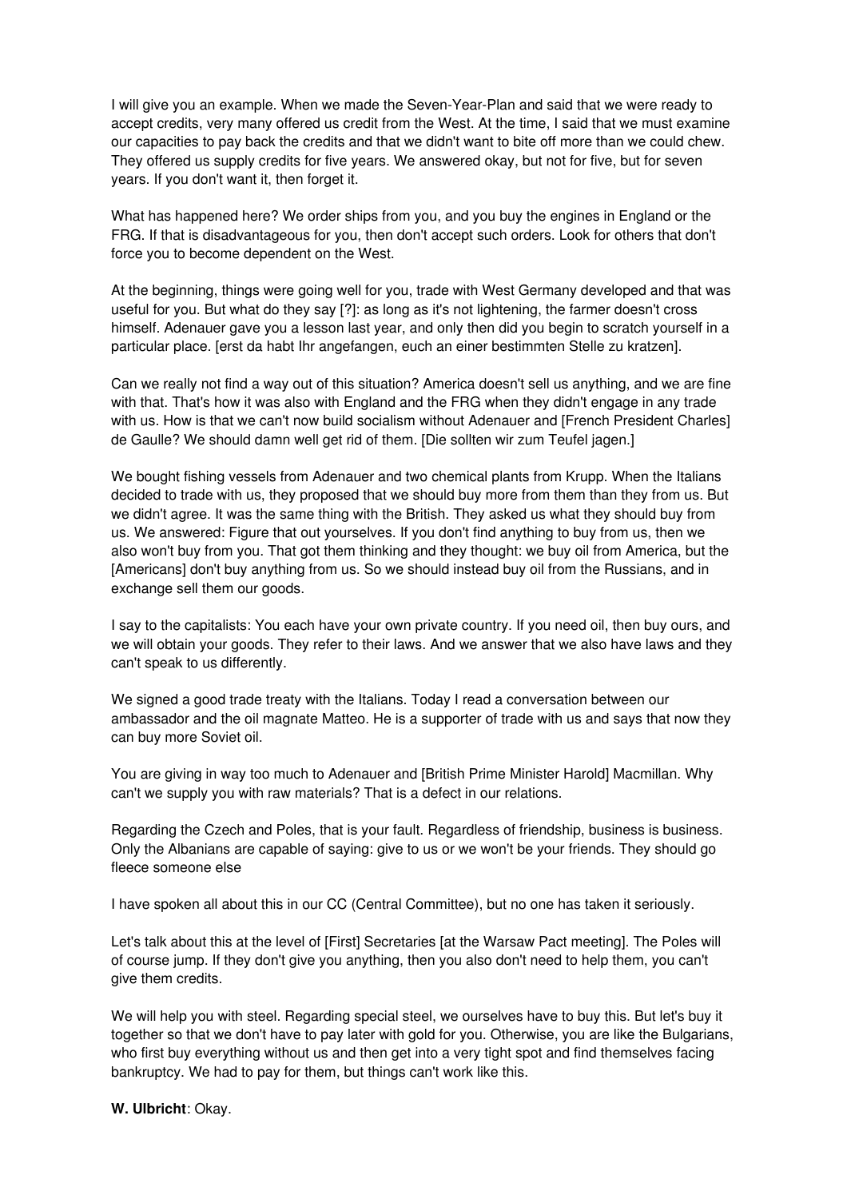I will give you an example. When we made the Seven-Year-Plan and said that we were ready to accept credits, very many offered us credit from the West. At the time, I said that we must examine our capacities to pay back the credits and that we didn't want to bite off more than we could chew. They offered us supply credits for five years. We answered okay, but not for five, but for seven years. If you don't want it, then forget it.

What has happened here? We order ships from you, and you buy the engines in England or the FRG. If that is disadvantageous for you, then don't accept such orders. Look for others that don't force you to become dependent on the West.

At the beginning, things were going well for you, trade with West Germany developed and that was useful for you. But what do they say [?]: as long as it's not lightening, the farmer doesn't cross himself. Adenauer gave you a lesson last year, and only then did you begin to scratch yourself in a particular place. [erst da habt Ihr angefangen, euch an einer bestimmten Stelle zu kratzen].

Can we really not find a way out of this situation? America doesn't sell us anything, and we are fine with that. That's how it was also with England and the FRG when they didn't engage in any trade with us. How is that we can't now build socialism without Adenauer and [French President Charles] de Gaulle? We should damn well get rid of them. [Die sollten wir zum Teufel jagen.]

We bought fishing vessels from Adenauer and two chemical plants from Krupp. When the Italians decided to trade with us, they proposed that we should buy more from them than they from us. But we didn't agree. It was the same thing with the British. They asked us what they should buy from us. We answered: Figure that out yourselves. If you don't find anything to buy from us, then we also won't buy from you. That got them thinking and they thought: we buy oil from America, but the [Americans] don't buy anything from us. So we should instead buy oil from the Russians, and in exchange sell them our goods.

I say to the capitalists: You each have your own private country. If you need oil, then buy ours, and we will obtain your goods. They refer to their laws. And we answer that we also have laws and they can't speak to us differently.

We signed a good trade treaty with the Italians. Today I read a conversation between our ambassador and the oil magnate Matteo. He is a supporter of trade with us and says that now they can buy more Soviet oil.

You are giving in way too much to Adenauer and [British Prime Minister Harold] Macmillan. Why can't we supply you with raw materials? That is a defect in our relations.

Regarding the Czech and Poles, that is your fault. Regardless of friendship, business is business. Only the Albanians are capable of saying: give to us or we won't be your friends. They should go fleece someone else

I have spoken all about this in our CC (Central Committee), but no one has taken it seriously.

Let's talk about this at the level of [First] Secretaries [at the Warsaw Pact meeting]. The Poles will of course jump. If they don't give you anything, then you also don't need to help them, you can't give them credits.

We will help you with steel. Regarding special steel, we ourselves have to buy this. But let's buy it together so that we don't have to pay later with gold for you. Otherwise, you are like the Bulgarians, who first buy everything without us and then get into a very tight spot and find themselves facing bankruptcy. We had to pay for them, but things can't work like this.

**W. Ulbricht**: Okay.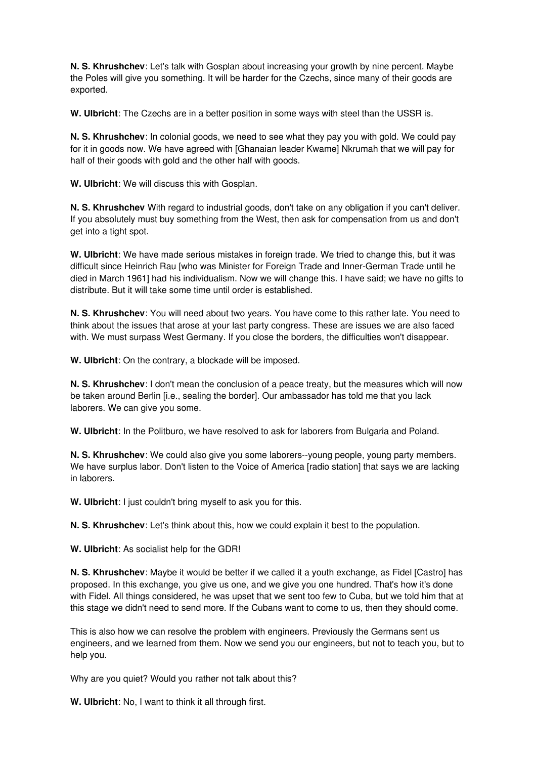**N. S. Khrushchev**: Let's talk with Gosplan about increasing your growth by nine percent. Maybe the Poles will give you something. It will be harder for the Czechs, since many of their goods are exported.

**W. Ulbricht**: The Czechs are in a better position in some ways with steel than the USSR is.

**N. S. Khrushchev**: In colonial goods, we need to see what they pay you with gold. We could pay for it in goods now. We have agreed with [Ghanaian leader Kwame] Nkrumah that we will pay for half of their goods with gold and the other half with goods.

**W. Ulbricht**: We will discuss this with Gosplan.

**N. S. Khrushchev** With regard to industrial goods, don't take on any obligation if you can't deliver. If you absolutely must buy something from the West, then ask for compensation from us and don't get into a tight spot.

**W. Ulbricht**: We have made serious mistakes in foreign trade. We tried to change this, but it was difficult since Heinrich Rau [who was Minister for Foreign Trade and Inner-German Trade until he died in March 1961] had his individualism. Now we will change this. I have said; we have no gifts to distribute. But it will take some time until order is established.

**N. S. Khrushchev**: You will need about two years. You have come to this rather late. You need to think about the issues that arose at your last party congress. These are issues we are also faced with. We must surpass West Germany. If you close the borders, the difficulties won't disappear.

**W. Ulbricht**: On the contrary, a blockade will be imposed.

**N. S. Khrushchev**: I don't mean the conclusion of a peace treaty, but the measures which will now be taken around Berlin [i.e., sealing the border]. Our ambassador has told me that you lack laborers. We can give you some.

**W. Ulbricht**: In the Politburo, we have resolved to ask for laborers from Bulgaria and Poland.

**N. S. Khrushchev**: We could also give you some laborers--young people, young party members. We have surplus labor. Don't listen to the Voice of America [radio station] that says we are lacking in laborers.

**W. Ulbricht**: I just couldn't bring myself to ask you for this.

**N. S. Khrushchev**: Let's think about this, how we could explain it best to the population.

**W. Ulbricht**: As socialist help for the GDR!

**N. S. Khrushchev**: Maybe it would be better if we called it a youth exchange, as Fidel [Castro] has proposed. In this exchange, you give us one, and we give you one hundred. That's how it's done with Fidel. All things considered, he was upset that we sent too few to Cuba, but we told him that at this stage we didn't need to send more. If the Cubans want to come to us, then they should come.

This is also how we can resolve the problem with engineers. Previously the Germans sent us engineers, and we learned from them. Now we send you our engineers, but not to teach you, but to help you.

Why are you quiet? Would you rather not talk about this?

**W. Ulbricht**: No, I want to think it all through first.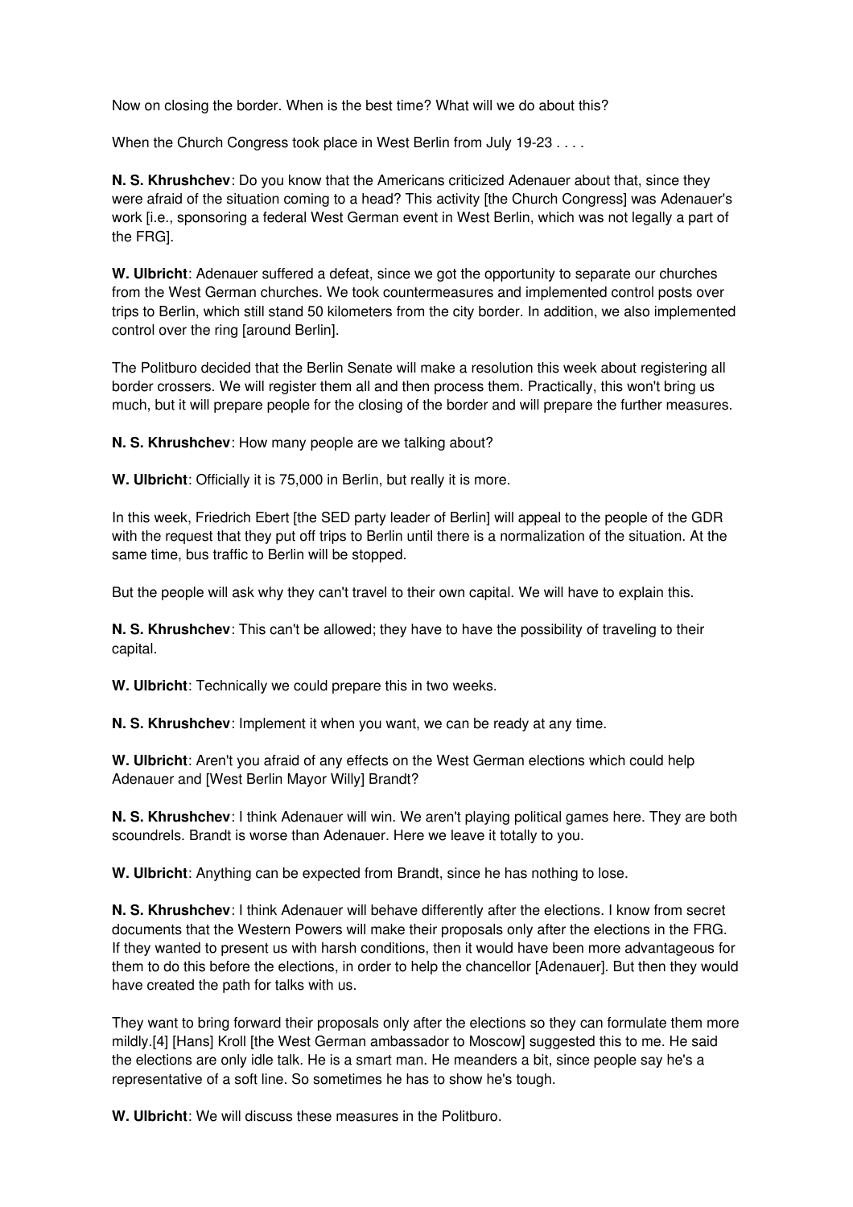Now on closing the border. When is the best time? What will we do about this?

When the Church Congress took place in West Berlin from July 19-23 . . . .

**N. S. Khrushchev**: Do you know that the Americans criticized Adenauer about that, since they were afraid of the situation coming to a head? This activity [the Church Congress] was Adenauer's work [i.e., sponsoring a federal West German event in West Berlin, which was not legally a part of the FRG].

**W. Ulbricht**: Adenauer suffered a defeat, since we got the opportunity to separate our churches from the West German churches. We took countermeasures and implemented control posts over trips to Berlin, which still stand 50 kilometers from the city border. In addition, we also implemented control over the ring [around Berlin].

The Politburo decided that the Berlin Senate will make a resolution this week about registering all border crossers. We will register them all and then process them. Practically, this won't bring us much, but it will prepare people for the closing of the border and will prepare the further measures.

**N. S. Khrushchev**: How many people are we talking about?

**W. Ulbricht**: Officially it is 75,000 in Berlin, but really it is more.

In this week, Friedrich Ebert [the SED party leader of Berlin] will appeal to the people of the GDR with the request that they put off trips to Berlin until there is a normalization of the situation. At the same time, bus traffic to Berlin will be stopped.

But the people will ask why they can't travel to their own capital. We will have to explain this.

**N. S. Khrushchev**: This can't be allowed; they have to have the possibility of traveling to their capital.

**W. Ulbricht**: Technically we could prepare this in two weeks.

**N. S. Khrushchev**: Implement it when you want, we can be ready at any time.

**W. Ulbricht**: Aren't you afraid of any effects on the West German elections which could help Adenauer and [West Berlin Mayor Willy] Brandt?

**N. S. Khrushchev**: I think Adenauer will win. We aren't playing political games here. They are both scoundrels. Brandt is worse than Adenauer. Here we leave it totally to you.

**W. Ulbricht**: Anything can be expected from Brandt, since he has nothing to lose.

**N. S. Khrushchev**: I think Adenauer will behave differently after the elections. I know from secret documents that the Western Powers will make their proposals only after the elections in the FRG. If they wanted to present us with harsh conditions, then it would have been more advantageous for them to do this before the elections, in order to help the chancellor [Adenauer]. But then they would have created the path for talks with us.

They want to bring forward their proposals only after the elections so they can formulate them more mildly.[4] [Hans] Kroll [the West German ambassador to Moscow] suggested this to me. He said the elections are only idle talk. He is a smart man. He meanders a bit, since people say he's a representative of a soft line. So sometimes he has to show he's tough.

**W. Ulbricht**: We will discuss these measures in the Politburo.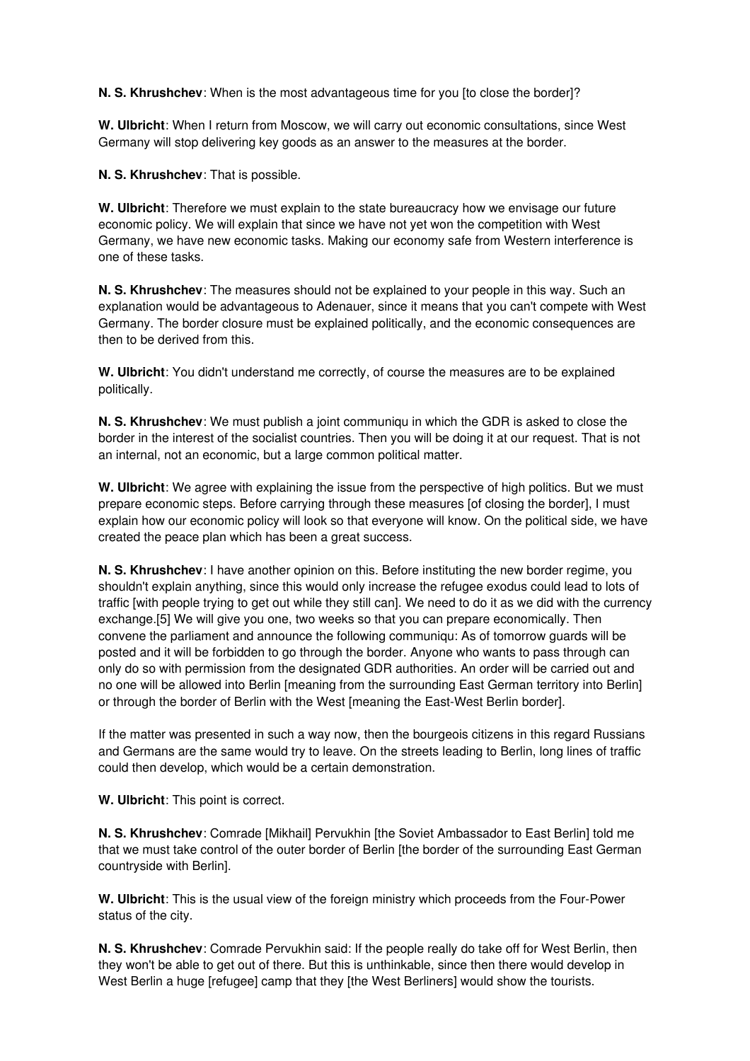**N. S. Khrushchev**: When is the most advantageous time for you [to close the border]?

**W. Ulbricht**: When I return from Moscow, we will carry out economic consultations, since West Germany will stop delivering key goods as an answer to the measures at the border.

**N. S. Khrushchev**: That is possible.

**W. Ulbricht**: Therefore we must explain to the state bureaucracy how we envisage our future economic policy. We will explain that since we have not yet won the competition with West Germany, we have new economic tasks. Making our economy safe from Western interference is one of these tasks.

**N. S. Khrushchev**: The measures should not be explained to your people in this way. Such an explanation would be advantageous to Adenauer, since it means that you can't compete with West Germany. The border closure must be explained politically, and the economic consequences are then to be derived from this.

**W. Ulbricht**: You didn't understand me correctly, of course the measures are to be explained politically.

**N. S. Khrushchev**: We must publish a joint communiqu in which the GDR is asked to close the border in the interest of the socialist countries. Then you will be doing it at our request. That is not an internal, not an economic, but a large common political matter.

**W. Ulbricht**: We agree with explaining the issue from the perspective of high politics. But we must prepare economic steps. Before carrying through these measures [of closing the border], I must explain how our economic policy will look so that everyone will know. On the political side, we have created the peace plan which has been a great success.

**N. S. Khrushchev**: I have another opinion on this. Before instituting the new border regime, you shouldn't explain anything, since this would only increase the refugee exodus could lead to lots of traffic [with people trying to get out while they still can]. We need to do it as we did with the currency exchange.[5] We will give you one, two weeks so that you can prepare economically. Then convene the parliament and announce the following communiqu: As of tomorrow guards will be posted and it will be forbidden to go through the border. Anyone who wants to pass through can only do so with permission from the designated GDR authorities. An order will be carried out and no one will be allowed into Berlin [meaning from the surrounding East German territory into Berlin] or through the border of Berlin with the West [meaning the East-West Berlin border].

If the matter was presented in such a way now, then the bourgeois citizens in this regard Russians and Germans are the same would try to leave. On the streets leading to Berlin, long lines of traffic could then develop, which would be a certain demonstration.

**W. Ulbricht**: This point is correct.

**N. S. Khrushchev**: Comrade [Mikhail] Pervukhin [the Soviet Ambassador to East Berlin] told me that we must take control of the outer border of Berlin [the border of the surrounding East German countryside with Berlin].

**W. Ulbricht**: This is the usual view of the foreign ministry which proceeds from the Four-Power status of the city.

**N. S. Khrushchev**: Comrade Pervukhin said: If the people really do take off for West Berlin, then they won't be able to get out of there. But this is unthinkable, since then there would develop in West Berlin a huge [refugee] camp that they [the West Berliners] would show the tourists.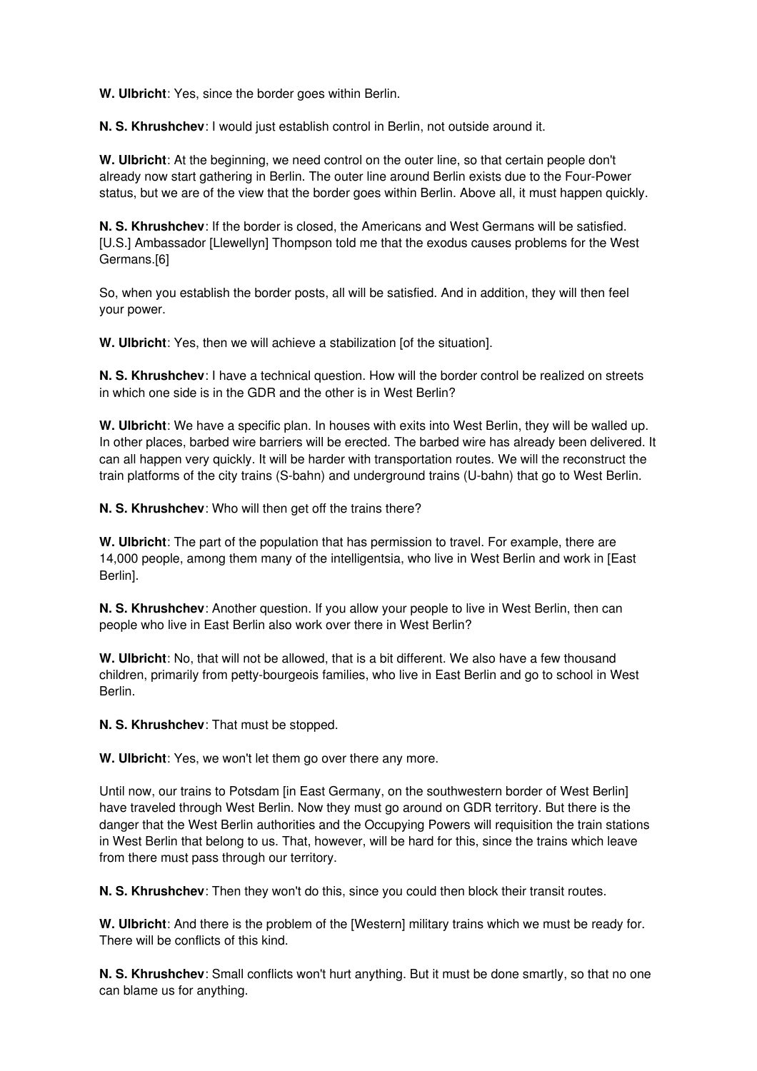**W. Ulbricht**: Yes, since the border goes within Berlin.

**N. S. Khrushchev**: I would just establish control in Berlin, not outside around it.

**W. Ulbricht**: At the beginning, we need control on the outer line, so that certain people don't already now start gathering in Berlin. The outer line around Berlin exists due to the Four-Power status, but we are of the view that the border goes within Berlin. Above all, it must happen quickly.

**N. S. Khrushchev**: If the border is closed, the Americans and West Germans will be satisfied. [U.S.] Ambassador [Llewellyn] Thompson told me that the exodus causes problems for the West Germans.[6]

So, when you establish the border posts, all will be satisfied. And in addition, they will then feel your power.

**W. Ulbricht**: Yes, then we will achieve a stabilization [of the situation].

**N. S. Khrushchev**: I have a technical question. How will the border control be realized on streets in which one side is in the GDR and the other is in West Berlin?

**W. Ulbricht**: We have a specific plan. In houses with exits into West Berlin, they will be walled up. In other places, barbed wire barriers will be erected. The barbed wire has already been delivered. It can all happen very quickly. It will be harder with transportation routes. We will the reconstruct the train platforms of the city trains (S-bahn) and underground trains (U-bahn) that go to West Berlin.

**N. S. Khrushchev**: Who will then get off the trains there?

**W. Ulbricht**: The part of the population that has permission to travel. For example, there are 14,000 people, among them many of the intelligentsia, who live in West Berlin and work in [East Berlin].

**N. S. Khrushchev**: Another question. If you allow your people to live in West Berlin, then can people who live in East Berlin also work over there in West Berlin?

**W. Ulbricht**: No, that will not be allowed, that is a bit different. We also have a few thousand children, primarily from petty-bourgeois families, who live in East Berlin and go to school in West Berlin.

**N. S. Khrushchev**: That must be stopped.

**W. Ulbricht**: Yes, we won't let them go over there any more.

Until now, our trains to Potsdam [in East Germany, on the southwestern border of West Berlin] have traveled through West Berlin. Now they must go around on GDR territory. But there is the danger that the West Berlin authorities and the Occupying Powers will requisition the train stations in West Berlin that belong to us. That, however, will be hard for this, since the trains which leave from there must pass through our territory.

**N. S. Khrushchev**: Then they won't do this, since you could then block their transit routes.

**W. Ulbricht**: And there is the problem of the [Western] military trains which we must be ready for. There will be conflicts of this kind.

**N. S. Khrushchev**: Small conflicts won't hurt anything. But it must be done smartly, so that no one can blame us for anything.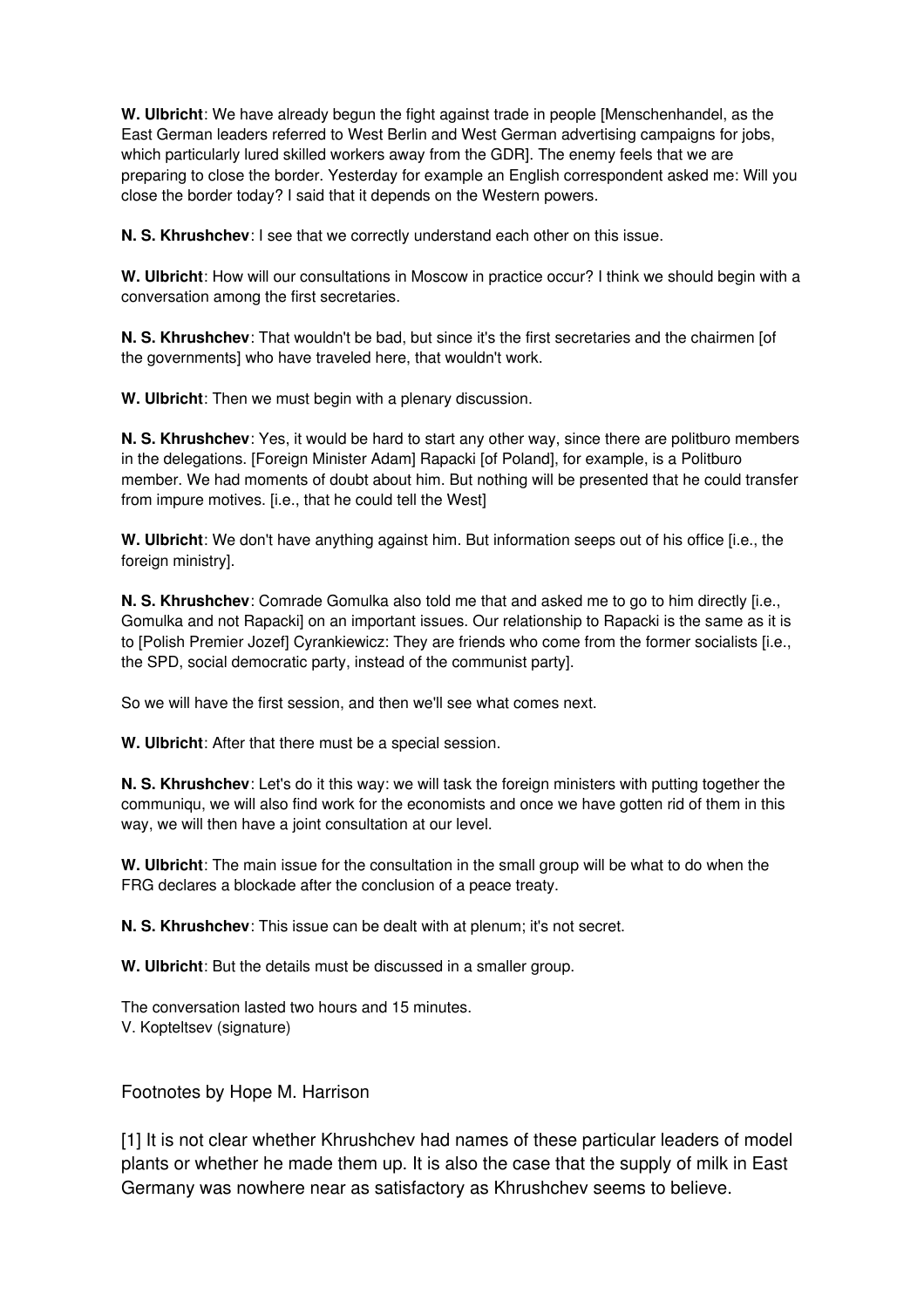**W. Ulbricht**: We have already begun the fight against trade in people [Menschenhandel, as the East German leaders referred to West Berlin and West German advertising campaigns for jobs, which particularly lured skilled workers away from the GDR]. The enemy feels that we are preparing to close the border. Yesterday for example an English correspondent asked me: Will you close the border today? I said that it depends on the Western powers.

**N. S. Khrushchev**: I see that we correctly understand each other on this issue.

**W. Ulbricht**: How will our consultations in Moscow in practice occur? I think we should begin with a conversation among the first secretaries.

**N. S. Khrushchev**: That wouldn't be bad, but since it's the first secretaries and the chairmen [of the governments] who have traveled here, that wouldn't work.

**W. Ulbricht**: Then we must begin with a plenary discussion.

**N. S. Khrushchev**: Yes, it would be hard to start any other way, since there are politburo members in the delegations. [Foreign Minister Adam] Rapacki [of Poland], for example, is a Politburo member. We had moments of doubt about him. But nothing will be presented that he could transfer from impure motives. [i.e., that he could tell the West]

**W. Ulbricht**: We don't have anything against him. But information seeps out of his office [i.e., the foreign ministry].

**N. S. Khrushchev**: Comrade Gomulka also told me that and asked me to go to him directly [i.e., Gomulka and not Rapacki] on an important issues. Our relationship to Rapacki is the same as it is to [Polish Premier Jozef] Cyrankiewicz: They are friends who come from the former socialists [i.e., the SPD, social democratic party, instead of the communist party].

So we will have the first session, and then we'll see what comes next.

**W. Ulbricht**: After that there must be a special session.

**N. S. Khrushchev**: Let's do it this way: we will task the foreign ministers with putting together the communiqu, we will also find work for the economists and once we have gotten rid of them in this way, we will then have a joint consultation at our level.

**W. Ulbricht**: The main issue for the consultation in the small group will be what to do when the FRG declares a blockade after the conclusion of a peace treaty.

**N. S. Khrushchev**: This issue can be dealt with at plenum; it's not secret.

**W. Ulbricht**: But the details must be discussed in a smaller group.

The conversation lasted two hours and 15 minutes.
V. Kopteltsev (signature)

Footnotes by Hope M. Harrison

[1] It is not clear whether Khrushchev had names of these particular leaders of model plants or whether he made them up. It is also the case that the supply of milk in East Germany was nowhere near as satisfactory as Khrushchev seems to believe.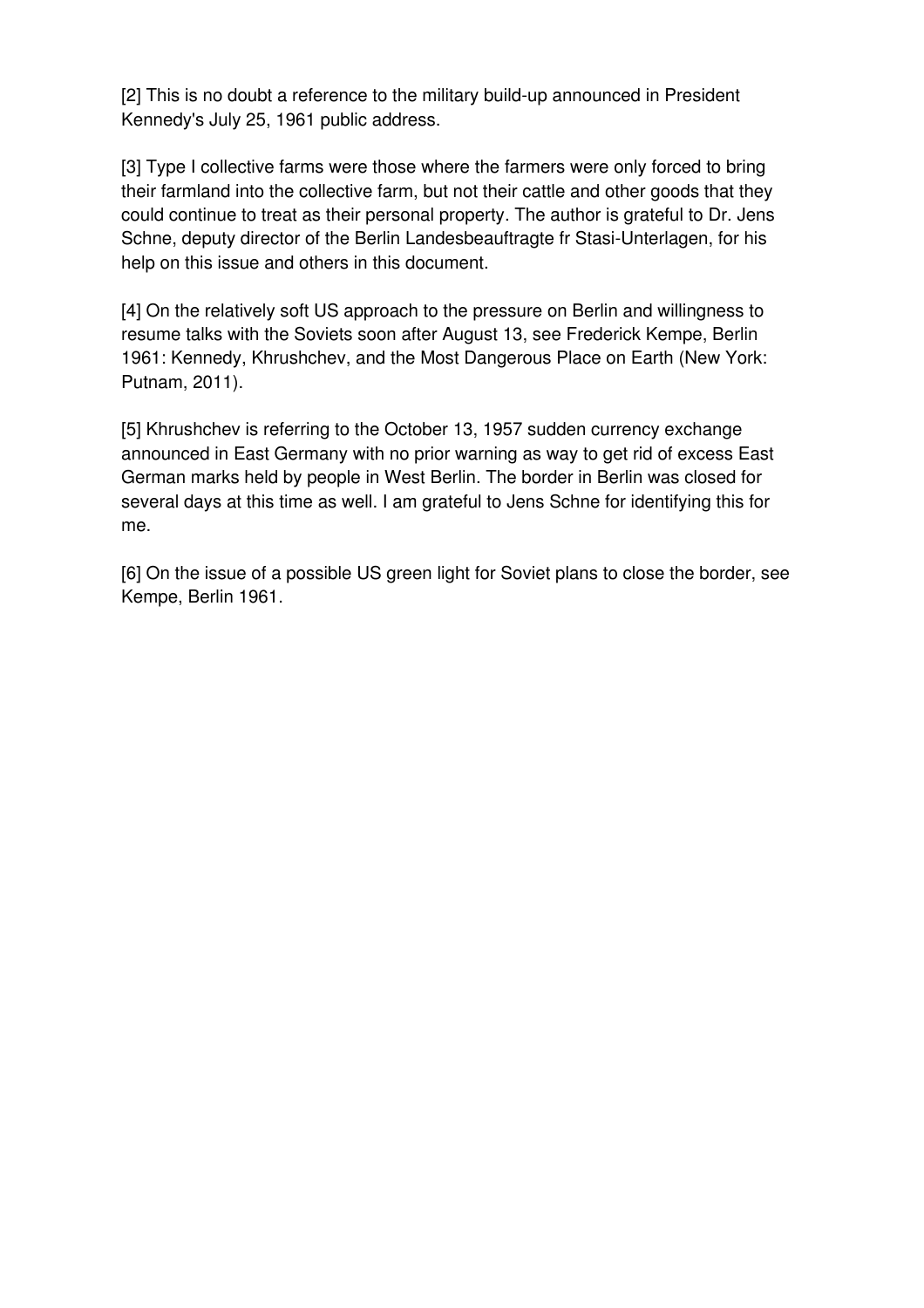[2] This is no doubt a reference to the military build-up announced in President Kennedy's July 25, 1961 public address.

[3] Type I collective farms were those where the farmers were only forced to bring their farmland into the collective farm, but not their cattle and other goods that they could continue to treat as their personal property. The author is grateful to Dr. Jens Schne, deputy director of the Berlin Landesbeauftragte fr Stasi-Unterlagen, for his help on this issue and others in this document.

[4] On the relatively soft US approach to the pressure on Berlin and willingness to resume talks with the Soviets soon after August 13, see Frederick Kempe, Berlin 1961: Kennedy, Khrushchev, and the Most Dangerous Place on Earth (New York: Putnam, 2011).

[5] Khrushchev is referring to the October 13, 1957 sudden currency exchange announced in East Germany with no prior warning as way to get rid of excess East German marks held by people in West Berlin. The border in Berlin was closed for several days at this time as well. I am grateful to Jens Schne for identifying this for me.

[6] On the issue of a possible US green light for Soviet plans to close the border, see Kempe, Berlin 1961.